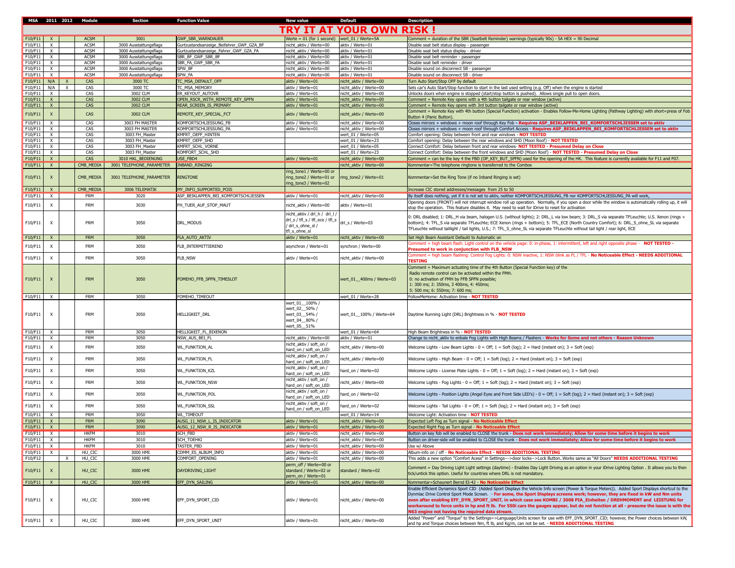| MSA | 2011 | 2012 | Module | Section | Function Value | New value | Default | Description |
|---|---|---|---|---|---|---|---|---|
| **TRY IT AT YOUR OWN RISK !** | | | | | | | | |
| F10/F11 | X | | ACSM | 3001 | GWF_SBR_WARNDAUER | Werte = 01 (for 1 second) | wert_01 / Werte=5A | Comment = duration of the SBR (Seatbelt Reminder) warnings (typically 90s) - 5A HEX = 90 Decimal |
| F10/F11 | X | | ACSM | 3000 Ausstattungsflags | Gurtzustandsanzeige_Beifahrer_GWF_GZA_BF | nicht_aktiv / Werte=00 | aktiv / Werte=01 | Disable seat belt status display - passenger |
| F10/F11 | X | | ACSM | 3000 Ausstattungsflags | Gurtzustandsanzeige_Fahrer_GWF_GZA_FA | nicht_aktiv / Werte=00 | aktiv / Werte=01 | Disable seat belt status display - driver |
| F10/F11 | X | | ACSM | 3000 Ausstattungsflags | SBR_BF_GWF_SBR_BF | nicht_aktiv / Werte=00 | aktiv / Werte=01 | Disable seat belt reminder - passenger |
| F10/F11 | X | | ACSM | 3000 Ausstattungsflags | SBR_FA_GWF_SBR_FA | nicht_aktiv / Werte=00 | aktiv / Werte=01 | Disable seat belt reminder - driver |
| F10/F11 | X | | ACSM | 3000 Ausstattungsflags | SPW_BF | nicht_aktiv / Werte=00 | aktiv / Werte=01 | Disable sound on disconnect SB - passenger |
| F10/F11 | X | | ACSM | 3000 Ausstattungsflags | SPW_FA | nicht_aktiv / Werte=00 | aktiv / Werte=01 | Disable sound on disconnect SB - driver |
| F10/F11 | N/A | X | CAS | 3000 TC | TC_MSA_DEFAULT_OFF | aktiv / Werte=01 | nicht_aktiv / Werte=00 | Turn Auto Start/Stop OFF by default |
| F10/F11 | N/A | X | CAS | 3000 TC | TC_MSA_MEMORY | aktiv / Werte=01 | nicht_aktiv / Werte=00 | Sets car's Auto Start/Stop function to start in the last used setting (e.g. Off) when the engine is started |
| F10/F11 | X | | CAS | 3002 CLM | ER_KEYOUT_AUTOVR | aktiv / Werte=01 | nicht_aktiv / Werte=00 | Unlocks doors when engine is stopped (start/stop button is pushed). Allows single pull to open doors. |
| F10/F11 | X | | CAS | 3002 CLM | OPEN_RSCR_WITH_REMOTE_KEY_SPFN | aktiv / Werte=01 | nicht_aktiv / Werte=00 | Comment = Remote Key opens with a 4th button tailgate or rear window (active) |
| F10/F11 | X | | CAS | 3002 CLM | REAR_SCREEN_IS_PRIMARY | aktiv / Werte=01 | nicht_aktiv / Werte=00 | Comment = Remote Key opens with 3rd button tailgate or rear window (active) |
| F10/F11 | X | | CAS | 3002 CLM | REMOTE_KEY_SPECIAL_FCT | aktiv / Werte=01 | nicht_aktiv / Werte=00 | Comment = Remote Key with 4th button (Special Function) activation - Enables Follow-Me-Home Lighting (Pathway Lighting) with short=press of Fob Button 4 (Panic Button). |
| F10/F11 | X | | CAS | 3003 FH MASTER | KOMFORTSCHLIESSUNG_FB | aktiv / Werte=01 | nicht_aktiv / Werte=00 | Closes mirrors + windows + moon roof through Key Fob - **Requires ASP_BEIKLAPPEN_BEI_KOMFORTSCHLIESSEN set to aktiv** |
| F10/F11 | X | | CAS | 3003 FH MASTER | KOMFORTSCHLIESSUNG_PA | aktiv / Werte=01 | nicht_aktiv / Werte=00 | Closes mirrors + windows + moon roof through Comfort Access - **Requires ASP_BEIKLAPPEN_BEI_KOMFORTSCHLIESSEN set to aktiv** |
| F10/F11 | X | | CAS | 3003 FH_Master | KMFRT_OEFF_HINTEN | | wert_01 / Werte=05 | Comfort opening: Delay between front and rear windows - **NOT TESTED** |
| F10/F11 | X | | CAS | 3003 FH_Master | KMFRT_OEFF_SHD | | wert_01 / Werte=23 | Comfort opening: Delay between the rear windows and SHD (Moon Roof) - **NOT TESTED** |
| F10/F11 | X | | CAS | 3003 FH_Master | KMFRT_SCHL_VORNE | | wert_01 / Werte=05 | Connect Comfort: Delay between front and rear windows- **NOT TESTED - Presumed Delay on Close** |
| F10/F11 | X | | CAS | 3003 FH_Master | KOMFORT_SCHL_SHD | | wert_01 / Werte=23 | Connect Comfort: Delay between the front windows and SHD (Moon Roof) - **NOT TESTED - Presumed Delay on Close** |
| F10/F11 | X | | CAS | 3010 HKL_BEDIENUNG | USE_FBD4 | aktiv / Werte=01 | nicht_aktiv / Werte=00 | Comment = can be the key 4 the FBD (OP_KEY_BUT_SPFN) used for the opening of the HK. This feature is currently available for F11 and F07. |
| F10/F11 | X | | CMB_MEDIA | 3001 TELEPHONE_PARAMETER | INBAND_RINGING | | nicht_aktiv / Werte=00 | Kommentar=The telephone ringtone is transferred to the Combox |
| F10/F11 | X | | CMB_MEDIA | 3001 TELEPHONE_PARAMETER | RINGTONE | ring_tone1 / Werte=00 or ring_tone2 / Werte=01 or ring_tone3 / Werte=02 | ring_tone2 / Werte=01 | Kommentar=Set the Ring Tone (if no Inband Ringing is set) |
| F10/F11 | X | | CMB_MEDIA | 3006 TELEMATIK | MY_INFO_SUPPORTED_POIS | | | Increase CIC stored addresses/messages from 25 to 50 |
| F10/F11 | X | | FRM | 3020 | ASP_BEIKLAPPEN_BEI_KOMFORTSCHLIESSEN | aktiv / Werte=01 | nicht_aktiv / Werte=00 | By itself does nothing, yet if it is not set to aktiv, neither KOMFORTSCHLIESSUNG_FB nor KOMFORTSCHLIESSUNG_PA will work, |
| F10/F11 | X | | FRM | 3030 | FH_TUER_AUF_STOP_MAUT | nicht_aktiv / Werte=00 | aktiv / Werte=01 | Opening doors (FRONT) will not interrupt window roll up operation. Normally, if you open a door while the window is automatically rolling up, it will stop the operation. This feature disables it. May need to wait for iDrive to reset for activation |
| F10/F11 | X | | FRM | 3050 | DRL_MODUS | nicht_aktiv / drl_h / drl_l / drl_s / tfl_s / tfl_ece / tfl_s / drl_s_ohne_sl / tfl_s_ohne_sl | drl_s / Werte=03 | 0: DRL disabled; 1: DRL_H via beam, halogen U.S. (without lights); 2: DRL_L via low beam; 3: DRL_S via separate TFLeuchte; U.S. Xenon (rings + bottom); 4: TFL_S via separate TFLeuchte; ECE Xenon (rings + bottom); 5: TFL_ECE (North Country Comfort); 6: DRL_S_ohne_SL via separate TFLeuchte without taillight / tail lights, U.S.; 7: TFL_S_ohne_SL via separate TFLeuchte without tail light / rear light, ECE |
| F10/F11 | X | | FRM | 3050 | FLA_AUTO_AKTIV | aktiv / Werte=01 | nicht_aktiv / Werte=00 | Set High Beam Assistant Defaukt to Automatic on |
| F10/F11 | X | | FRM | 3050 | FLB_INTERMITTIEREND | asynchron / Werte=01 | synchron / Werte=00 | Comment = high beam flash: Light control on the vehicle page: 0: in-phase, 1: intermittent, left and right opposite phase - **NOT TESTED - Presumed to work in conjunction with FLB_NSW** |
| F10/F11 | X | | FRM | 3050 | FLB_NSW | aktiv / Werte=01 | nicht_aktiv / Werte=00 | Comment = high beam flashing: Control Fog Lights: 0: NSW inactive, 1: NSW blink as FL / TFL - **No Noticeable Effect - NEEDS ADDITIONAL TESTING** |
| F10/F11 | X | | FRM | 3050 | FOMEHO_FFB_SPFN_TIMESLOT | | wert_01__400ms / Werte=03 | Comment = Maximum actuating time of the 4th Button (Special Function key) of the Radio remote control can be activated within the FMH. 0: no activation of FMH by FFB SPFN possible; 1: 300 ms; 2: 350ms, 3 400ms, 4: 450ms; 5: 500 ms; 6: 550ms; 7: 600 ms; |
| F10/F11 | X | | FRM | 3050 | FOMEHO_TIMEOUT | | wert_01 / Werte=28 | FollowMeHome: Activation time - **NOT TESTED** |
| F10/F11 | X | | FRM | 3050 | HELLIGKEIT_DRL | wert_01__100% / wert_02__50% / wert_03__54% / wert_04__80% / wert_05__51% | wert_01__100% / Werte=64 | Daytime Running Light (DRL) Brightness in % - **NOT TESTED** |
| F10/F11 | X | | FRM | 3050 | HELLIGKEIT_FL_BIXENON | | wert_01 / Werte=64 | High Beam Brightness in % - **NOT TESTED** |
| F10/F11 | X | | FRM | 3050 | NSW_AUS_BEI_FL | nicht_aktiv / Werte=00 | aktiv / Werte=01 | Change to nicht_aktiv to enbale Fog Lights with High Beams / Flashers - **Works for Some and not others - Reason Unknown** |
| F10/F11 | X | | FRM | 3050 | WL_FUNKTION_AL | nicht_aktiv / soft_on / hard_on / soft_on_LED | nicht_aktiv / Werte=00 | Welcome Lights - Low Beam Lights - 0 = Off; 1 = Soft (log); 2 = Hard (instant on); 3 = Soft (exp) |
| F10/F11 | X | | FRM | 3050 | WL_FUNKTION_FL | nicht_aktiv / soft_on / hard_on / soft_on_LED | nicht_aktiv / Werte=00 | Welcome Lights - High Beam - 0 = Off; 1 = Soft (log); 2 = Hard (instant on); 3 = Soft (exp) |
| F10/F11 | X | | FRM | 3050 | WL_FUNKTION_KZL | nicht_aktiv / soft_on / hard_on / soft_on_LED | hard_on / Werte=02 | Welcome Lights - License Plate Lights - 0 = Off; 1 = Soft (log); 2 = Hard (instant on); 3 = Soft (exp) |
| F10/F11 | X | | FRM | 3050 | WL_FUNKTION_NSW | nicht_aktiv / soft_on / hard_on / soft_on_LED | nicht_aktiv / Werte=00 | Welcome Lights - Fog Lights - 0 = Off; 1 = Soft (log); 2 = Hard (instant on); 3 = Soft (exp) |
| F10/F11 | X | | FRM | 3050 | WL_FUNKTION_POL | nicht_aktiv / soft_on / hard_on / soft_on_LED | hard_on / Werte=02 | Welcome Lights - Position Lights (Angel Eyes and Front Side LED's) - 0 = Off; 1 = Soft (log); 2 = Hard (instant on); 3 = Soft (exp) |
| F10/F11 | X | | FRM | 3050 | WL_FUNKTION_SSL | nicht_aktiv / soft_on / hard_on / soft_on_LED | hard_on / Werte=02 | Welcome Lights - Tail Lights - 0 = Off; 1 = Soft (log); 2 = Hard (instant on); 3 = Soft (exp) |
| F10/F11 | X | | FRM | 3050 | WL_TIMEOUT | | wert_01 / Werte=14 | Welcome Light: Activation time - **NOT TESTED** |
| F10/F11 | X | | FRM | 3090 | AUSG_11_NSW_L_IS_INDICATOR | aktiv / Werte=01 | nicht_aktiv / Werte=00 | Expected Left Fog as Turn signal - **No Noticeable Effect** |
| F10/F11 | X | | FRM | 3090 | AUSG_12_NSW_R_IS_INDICATOR | aktiv / Werte=01 | nicht_aktiv / Werte=00 | Expected Right Fog as Turn signal - **No Noticeable Effect** |
| F10/F11 | X | | HKFM | 3010 | SCH_FBD | aktiv / Werte=01 | nicht_aktiv / Werte=00 | Button on key fob will be enabled to CLOSE the trunk - **Does not work immediately; Allow for some time before it begins to work** |
| F10/F11 | X | | HKFM | 3010 | SCH_TOEHKI | aktiv / Werte=01 | nicht_aktiv / Werte=00 | Button on driver-side will be enabled to CLOSE the trunk - **Does not work immediately; Allow for some time before it begins to work** |
| F10/F11 | X | | HKFM | 3010 | TASTER_FBD | aktiv / Werte=01 | nicht_aktiv / Werte=00 | Use w/ Above |
| F10/F11 | X | | HU_CIC | 3000 HMI | CDMM_ES_ALBUM_INFO | aktiv / Werte=01 | nicht_aktiv / Werte=00 | Album-info on / off - **No Noticeable Effect - NEEDS ADDITIONAL TESTING** |
| F10/F12 | | X | HU_CIC | 3000 HMI | COMFORT_OPENING | aktiv / Werte=01 | nicht_aktiv / Werte=00 | This adds a new option "Comfort Acess" in Settings--->door locks-->Lock Button..Works same as "All Doors" **NEEDS ADDITIONAL TESTING** |
| F10/F11 | X | | HU_CIC | 3000 HMI | DAYDRIVING_LIGHT | perm_off / Werte=00 or standard / Werte=02 or perm_on / Werte=01 | standard / Werte=02 | Comment = Day Driving Light Light settings (daytime) - Enables Day Light Driving as an option in your iDrive Lighting Option . It allows you to then tick/untick this option. Useful for countries where DRL is not mandatory. |
| F10/F11 | X | | HU_CIC | 3000 HMI | EFF_DYN_SAILING | aktiv / Werte=01 | nicht_aktiv / Werte=00 | Kommentar=Scheunert Bernd EI-42 - **No Noticeable Effect** |
| F10/F11 | X | | HU_CIC | 3000 HMI | EFF_DYN_SPORT_CID | aktiv / Werte=01 | nicht_aktiv / Werte=00 | Enable Efficient Dynamics Sport CID (Added Sport Displays the Vehicle Info screen (Power & Torque Meters)). Added Sport Displays shortcut to the Dynmiac Drive Control Sport Mode Screen. - **For some, the Sport Displays screens work; however, they are fixed in kW and Nm units even after enabling EFF_DYN_SPORT_UNIT, in which case see KOMBI / 3008 PIA_Einheiten / DREHMOMENT and LEISTUNG for workaround to force units in hp and ft lb. For 550i cars the gauges appear, but do not function at all - presume the issue is with the N63 engine not having the required data stream.** |
| F10/F11 | X | | HU_CIC | 3000 HMI | EFF_DYN_SPORT_UNIT | aktiv / Werte=01 | nicht_aktiv / Werte=00 | Added "Power" and "Torque" to the Settings=>Language/Units screen for use with EFF_DYN_SPORT_CID; however, the Power choices between kW, and hp and Torque choices between Nm, ft lb, and Kg/m, can not be set. - **NEEDS ADDITIONAL TESTING** |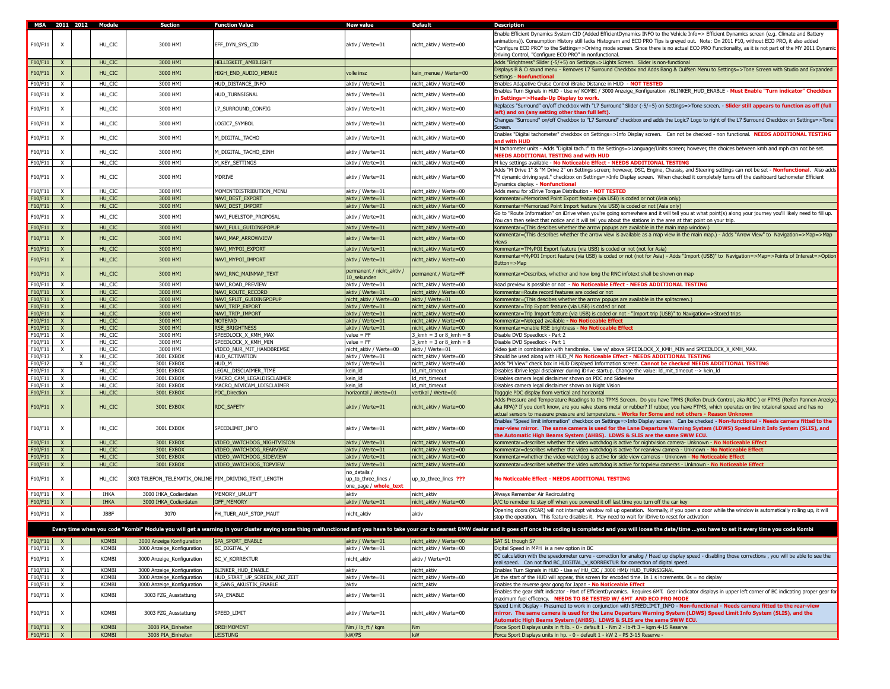| MSA | 2011 | 2012 | Module | Section | Function Value | New value | Default | Description |
|---|---|---|---|---|---|---|---|---|
| F10/F11 | X | | HU_CIC | 3000 HMI | EFF_DYN_SYS_CID | aktiv / Werte=01 | nicht_aktiv / Werte=00 | Enable Efficient Dynamics System CID (Added EfficientDynamics INFO to the Vehicle Info=> Efficient Dynamics screen (e.g. Climate and Battery animations)). Consumption History still lacks Histogram and ECO PRO Tips is greyed out. Note: On 2011 F10, without ECO PRO, it also added "Configure ECO PRO" to the Settings=>Driving mode screen. Since there is no actual ECO PRO Functionality, as it is not part of the MY 2011 Dynamic Driving Control, "Configure ECO PRO" in nonfunctional. |
| F10/F11 | X | | HU_CIC | 3000 HMI | HELLIGKEIT_AMBILIGHT | | | Adds "Brightness" Slider (-5/+5) on Settings=>Lights Screen. Slider is non-functional |
| F10/F11 | X | | HU_CIC | 3000 HMI | HIGH_END_AUDIO_MENUE | volle insz | kein_menue / Werte=00 | Displays B & O sound menu - Removes L7 Surround Checkbox and Adds Bang & Oulfsen Menu to Settings=>Tone Screen with Studio and Expanded Settings - **Nonfunctional** |
| F10/F11 | X | | HU_CIC | 3000 HMI | HUD_DISTANCE_INFO | aktiv / Werte=01 | nicht_aktiv / Werte=00 | Enables Adapative Cruise Control iBrake Distance in HUD - **NOT TESTED** |
| F10/F11 | X | | HU_CIC | 3000 HMI | HUD_TURNSIGNAL | aktiv / Werte=01 | nicht_aktiv / Werte=00 | Enables Turn Signals in HUD - Use w/ KOMBI / 3000 Anzeige_Konfiguration /BLINKER_HUD_ENABLE - **Must Enable "Turn indicator" Checkbox in Settings=>Heads-Up Display to work.** |
| F10/F11 | X | | HU_CIC | 3000 HMI | L7_SURROUND_CONFIG | aktiv / Werte=01 | nicht_aktiv / Werte=00 | Replaces "Surround" on/off checkbox with "L7 Surround" Slider (-5/+5) on Settings=>Tone screen. - **Slider still appears to function as off (full left) and on (any setting other than full left).** |
| F10/F11 | X | | HU_CIC | 3000 HMI | LOGIC7_SYMBOL | aktiv / Werte=01 | nicht_aktiv / Werte=00 | Changes "Surround" on/off Checkbox to "L7 Surround" checkbox and adds the Logic7 Logo to right of the L7 Surround Checkbox on Settings=>Tone Screen. |
| F10/F11 | X | | HU_CIC | 3000 HMI | M_DIGITAL_TACHO | aktiv / Werte=01 | nicht_aktiv / Werte=00 | Enables "Digital tachometer" checkbox on Settings=>Info Display screen. Can not be checked - non functional. **NEEDS ADDITIONAL TESTING and with HUD** |
| F10/F11 | X | | HU_CIC | 3000 HMI | M_DIGITAL_TACHO_EINH | aktiv / Werte=01 | nicht_aktiv / Werte=00 | M tachometer units - Adds "Digital tach.:" to the Settings=>Language/Units screen; however, the choices between kmh and mph can not be set. **NEEDS ADDITIONAL TESTING and with HUD** |
| F10/F11 | X | | HU_CIC | 3000 HMI | M_KEY_SETTINGS | aktiv / Werte=01 | nicht_aktiv / Werte=00 | M key settings available - **No Noticeable Effect - NEEDS ADDITIONAL TESTING** |
| F10/F11 | X | | HU_CIC | 3000 HMI | MDRIVE | aktiv / Werte=01 | nicht_aktiv / Werte=00 | Adds "M Drive 1" & "M Drive 2" on Settings screen; however, DSC, Engine, Chassis, and Steering settings can not be set - **Nonfunctional**. Also adds "M dynamic driving syst." checkbox on Settings=>Info Display screen. When checked it completely turns off the dashboard tachometer Efficient Dynamics display. - **Nonfunctional** |
| F10/F11 | X | | HU_CIC | 3000 HMI | MOMENTDISTRIBUTION_MENU | aktiv / Werte=01 | nicht_aktiv / Werte=00 | Adds menu for xDrive Torque Distribution - **NOT TESTED** |
| F10/F11 | X | | HU_CIC | 3000 HMI | NAVI_DEST_EXPORT | aktiv / Werte=01 | nicht_aktiv / Werte=00 | Kommentar=Memorized Point Export feature (via USB) is coded or not (Asia only) |
| F10/F11 | X | | HU_CIC | 3000 HMI | NAVI_DEST_IMPORT | aktiv / Werte=01 | nicht_aktiv / Werte=00 | Kommentar=Memorized Point Import feature (via USB) is coded or not (Asia only) |
| F10/F11 | X | | HU_CIC | 3000 HMI | NAVI_FUELSTOP_PROPOSAL | aktiv / Werte=01 | nicht_aktiv / Werte=00 | Go to "Route Information" on iDrive when you're going somewhere and it will tell you at what point(s) along your journey you'll likely need to fill up. You can then select that notice and it will tell you about the stations in the area at that point on your trip. |
| F10/F11 | X | | HU_CIC | 3000 HMI | NAVI_FULL_GUIDINGPOPUP | aktiv / Werte=01 | nicht_aktiv / Werte=00 | Kommentar=(This descibes whether the arrow popups are available in the main map window.) |
| F10/F11 | X | | HU_CIC | 3000 HMI | NAVI_MAP_ARROWVIEW | aktiv / Werte=01 | nicht_aktiv / Werte=00 | Kommentar=(This describes whether the arrow view is available as a map view in the main map.) - Adds "Arrow View" to Navigation=>Map=>Map views |
| F10/F11 | X | | HU_CIC | 3000 HMI | NAVI_MYPOI_EXPORT | aktiv / Werte=01 | nicht_aktiv / Werte=00 | Kommentar=TMyPOI Export feature (via USB) is coded or not (not for Asia) |
| F10/F11 | X | | HU_CIC | 3000 HMI | NAVI_MYPOI_IMPORT | aktiv / Werte=01 | nicht_aktiv / Werte=00 | Kommentar=MyPOI Import feature (via USB) is coded or not (not for Asia) - Adds "Import (USB)" to Navigation=>Map=>Points of Interest=>Option Button=>Map |
| F10/F11 | X | | HU_CIC | 3000 HMI | NAVI_RNC_MAINMAP_TEXT | permanent / nicht_aktiv / 10_sekunden | permanent / Werte=FF | Kommentar=Describes, whether and how long the RNC infotext shall be shown on map |
| F10/F11 | X | | HU_CIC | 3000 HMI | NAVI_ROAD_PREVIEW | aktiv / Werte=01 | nicht_aktiv / Werte=00 | Road preview is possible or not - **No Noticeable Effect - NEEDS ADDITIONAL TESTING** |
| F10/F11 | X | | HU_CIC | 3000 HMI | NAVI_ROUTE_RECORD | aktiv / Werte=01 | nicht_aktiv / Werte=00 | Kommentar=Route record features are coded or not |
| F10/F11 | X | | HU_CIC | 3000 HMI | NAVI_SPLIT_GUIDINGPOPUP | nicht_aktiv / Werte=00 | aktiv / Werte=01 | Kommentar=(This descibes whether the arrow popups are available in the splitscreen.) |
| F10/F11 | X | | HU_CIC | 3000 HMI | NAVI_TRIP_EXPORT | aktiv / Werte=01 | nicht_aktiv / Werte=00 | Kommentar=Trip Export feature (via USB) is coded or not |
| F10/F11 | X | | HU_CIC | 3000 HMI | NAVI_TRIP_IMPORT | aktiv / Werte=01 | nicht_aktiv / Werte=00 | Kommentar=Trip Import feature (via USB) is coded or not - "Import trip (USB)" to Navigation=>Stored trips |
| F10/F11 | X | | HU_CIC | 3000 HMI | NOTEPAD | aktiv / Werte=01 | nicht_aktiv / Werte=00 | Kommentar=Notepad available - **No Noticeable Effect** |
| F10/F11 | X | | HU_CIC | 3000 HMI | RSE_BRIGHTNESS | aktiv / Werte=01 | nicht_aktiv / Werte=00 | Kommentar=enable RSE brightness - **No Noticeable Effect** |
| F10/F11 | X | | HU_CIC | 3000 HMI | SPEEDLOCK_X_KMH_MAX | value = FF | 3_kmh = 3 or 8_kmh = 8 | Disable DVD Speedlock - Part 2 |
| F10/F11 | X | | HU_CIC | 3000 HMI | SPEEDLOCK_X_KMH_MIN | value = FF | 3_kmh = 3 or 8_kmh = 8 | Disable DVD Speedlock - Part 1 |
| F10/F11 | X | | HU_CIC | 3000 HMI | VIDEO_NUR_MIT_HANDBREMSE | nicht_aktiv / Werte=00 | aktiv / Werte=01 | Video just in combination with handbrake. Use w/ above SPEEDLOCK_X_KMH_MIN and SPEEDLOCK_X_KMH_MAX. |
| F10/F13 | | X | HU_CIC | 3001 EXBOX | HUD_ACTIVATION | aktiv / Werte=01 | nicht_aktiv / Werte=00 | Should be used along with HUD_M **No Noticeable Effect - NEEDS ADDITIONAL TESTING** |
| F10/F12 | | X | HU_CIC | 3001 EXBOX | HUD_M | aktiv / Werte=01 | nicht_aktiv / Werte=00 | Adds "M View" check box in HUD Displayed Information screen. **Cannot be checked NEEDS ADDITIONAL TESTING** |
| F10/F11 | X | | HU_CIC | 3001 EXBOX | LEGAL_DISCLAIMER_TIME | kein_ld | ld_mit_timeout | Disables iDrive legal disclaimer during iDrive startup. Change the value: ld_mit_timeout --> kein_ld |
| F10/F11 | X | | HU_CIC | 3001 EXBOX | MACRO_CAM_LEGALDISCLAIMER | kein_ld | ld_mit_timeout | Disables camera legal disclaimer shown on PDC and Sideview |
| F10/F11 | X | | HU_CIC | 3001 EXBOX | MACRO_NIVICAM_LDISCLAIMER | kein_ld | ld_mit_timeout | Disables camera legal disclaimer shown on Night Vision |
| F10/F11 | X | | HU_CIC | 3001 EXBOX | PDC_Direction | horizontal / Werte=01 | vertikal / Werte=00 | Togggle PDC display from vertical and horizontal |
| F10/F11 | X | | HU_CIC | 3001 EXBOX | RDC_SAFETY | aktiv / Werte=01 | nicht_aktiv / Werte=00 | Adds Pressure and Temperature Readings to the TPMS Screen. Do you have TPMS (Reifen Druck Control, aka RDC ) or FTMS (Reifen Pannen Anzeige, aka RPA)? If you don't know, are you valve stems metal or rubber? If rubber, you have FTMS, which operates on tire rotaional speed and has no actual sensors to measure pressure and temperature. - **Works for Some and not others - Reason Unknown** |
| F10/F11 | X | | HU_CIC | 3001 EXBOX | SPEEDLIMIT_INFO | aktiv / Werte=01 | nicht_aktiv / Werte=00 | Enables "Speed limit information" checkbox on Settings=>Info Display screen. Can be checked - **Non-functional - Needs camera fitted to the rear-view mirror. The same camera is used for the Lane Departure Warning System (LDWS) Speed Limit Info System (SLIS), and the Automatic High Beams System (AHBS). LDWS & SLIS are the same SWW ECU.** |
| F10/F11 | X | | HU_CIC | 3001 EXBOX | VIDEO_WATCHDOG_NIGHTVISION | aktiv / Werte=01 | nicht_aktiv / Werte=00 | Kommentar=describes whether the video watchdog is active for nightvision camera- Unknown - **No Noticeable Effect** |
| F10/F11 | X | | HU_CIC | 3001 EXBOX | VIDEO_WATCHDOG_REARVIEW | aktiv / Werte=01 | nicht_aktiv / Werte=00 | Kommentar=describes whether the video watchdog is active for rearview camera - Unknown - **No Noticeable Effect** |
| F10/F11 | X | | HU_CIC | 3001 EXBOX | VIDEO_WATCHDOG_SIDEVIEW | aktiv / Werte=01 | nicht_aktiv / Werte=00 | Kommentar=whether the video watchdog is active for side view cameras - Unknown - **No Noticeable Effect** |
| F10/F11 | X | | HU_CIC | 3001 EXBOX | VIDEO_WATCHDOG_TOPVIEW | aktiv / Werte=01 | nicht_aktiv / Werte=00 | Kommentar=describes whether the video watchdog is active for topview cameras - Unknown - **No Noticeable Effect** |
| F10/F11 | X | | HU_CIC | 3003 TELEFON_TELEMATIK_ONLINE | PIM_DRIVING_TEXT_LENGTH | no_details / up_to_three_lines / one_page / **whole_text** | up_to_three_lines **???** | **No Noticeable Effect - NEEDS ADDITIONAL TESTING** |
| F10/F11 | X | | IHKA | 3000 IHKA_Codierdaten | MEMORY_UMLUFT | aktiv | nicht_aktiv | Always Remember Air Recirculating |
| F10/F11 | X | | IHKA | 3000 IHKA_Codierdaten | OFF_MEMORY | aktiv / Werte=01 | nicht_aktiv / Werte=00 | A/C to remeber to stay off when you powered it off last time you turn off the car key |
| F10/F11 | X | | JBBF | 3070 | FH_TUER_AUF_STOP_MAUT | nicht_aktiv | aktiv | Opening doors (REAR) will not interrupt window roll up operation. Normally, if you open a door while the window is automatically rolling up, it will stop the operation. This feature disables it. May need to wait for iDrive to reset for activation |
| **Every time when you code "Kombi" Module you will get a warning in your cluster saying some thing malfunctioned and you have to take your car to nearest BMW dealer and it goes off once the coding is completed and you will loose the date/time ...you have to set it every time you code Kombi** | | | | | | | | |
| F10/F11 | X | | KOMBI | 3000 Anzeige Konfiguration | SPA_SPORT_ENABLE | aktiv / Werte=01 | nicht_aktiv / Werte=00 | SAT S1 though S7 |
| F10/F11 | X | | KOMBI | 3000 Anzeige_Konfiguration | BC_DIGITAL_V | aktiv / Werte=01 | nicht_aktiv / Werte=00 | Digital Speed in MPH is a new option in BC |
| F10/F11 | X | | KOMBI | 3000 Anzeige_Konfiguration | BC_V_KORREKTUR | nicht_aktiv | aktiv / Werte=01 | BC calculation with the speedometer curve - correction for analog / Head up display speed - disabling those corrections , you will be able to see the real speed. Can not find BC_DIGITAL_V_KORREKTUR for correction of digital speed. |
| F10/F11 | X | | KOMBI | 3000 Anzeige_Konfiguration | BLINKER_HUD_ENABLE | aktiv | nicht_aktiv | Enables Turn Signals in HUD - Use w/ HU_CIC / 3000 HMI/ HUD_TURNSIGNAL |
| F10/F11 | X | | KOMBI | 3000 Anzeige_Konfiguration | HUD_START_UP_SCREEN_ANZ_ZEIT | aktiv / Werte=01 | nicht_aktiv / Werte=00 | At the start of the HUD will appear, this screen for encoded time. In 1 s increments. 0s = no display |
| F10/F11 | X | | KOMBI | 3000 Anzeige_Konfiguration | R_GANG_AKUSTIK_ENABLE | aktiv | nicht_aktiv | Enables the reverse gear gong for Japan - **No Noticeable Effect** |
| F10/F11 | X | | KOMBI | 3003 FZG_Ausstattung | SPA_ENABLE | aktiv / Werte=01 | nicht_aktiv / Werte=00 | Enables the gear shift indicator - Part of EfficientDynamics. Requires 6MT. Gear indicator displays in upper left corner of BC indicating proper gear for maximum fuel efficency. **NEEDS TO BE TESTED W/ 6MT AND ECO PRO MODE** |
| F10/F11 | X | | KOMBI | 3003 FZG_Ausstattung | SPEED_LIMIT | aktiv / Werte=01 | nicht_aktiv / Werte=00 | Speed Limit Display - Presumed to work in conjunction with SPEEDLIMIT_INFO - **Non-functional - Needs camera fitted to the rear-view mirror. The same camera is used for the Lane Departure Warning System (LDWS) Speed Limit Info System (SLIS), and the Automatic High Beams System (AHBS). LDWS & SLIS are the same SWW ECU.** |
| F10/F11 | X | | KOMBI | 3008 PIA_Einheiten | DREHMOMENT | Nm / lb_ft / kgm | Nm | Force Sport Displays units in ft lb. - 0 - default 1 - Nm 2 - lb-ft 3 – kgm 4-15 Reserve |
| F10/F11 | X | | KOMBI | 3008 PIA_Einheiten | LEISTUNG | kW/PS | kW | Force Sport Displays units in hp. - 0 - default 1 - kW 2 - PS 3-15 Reserve - |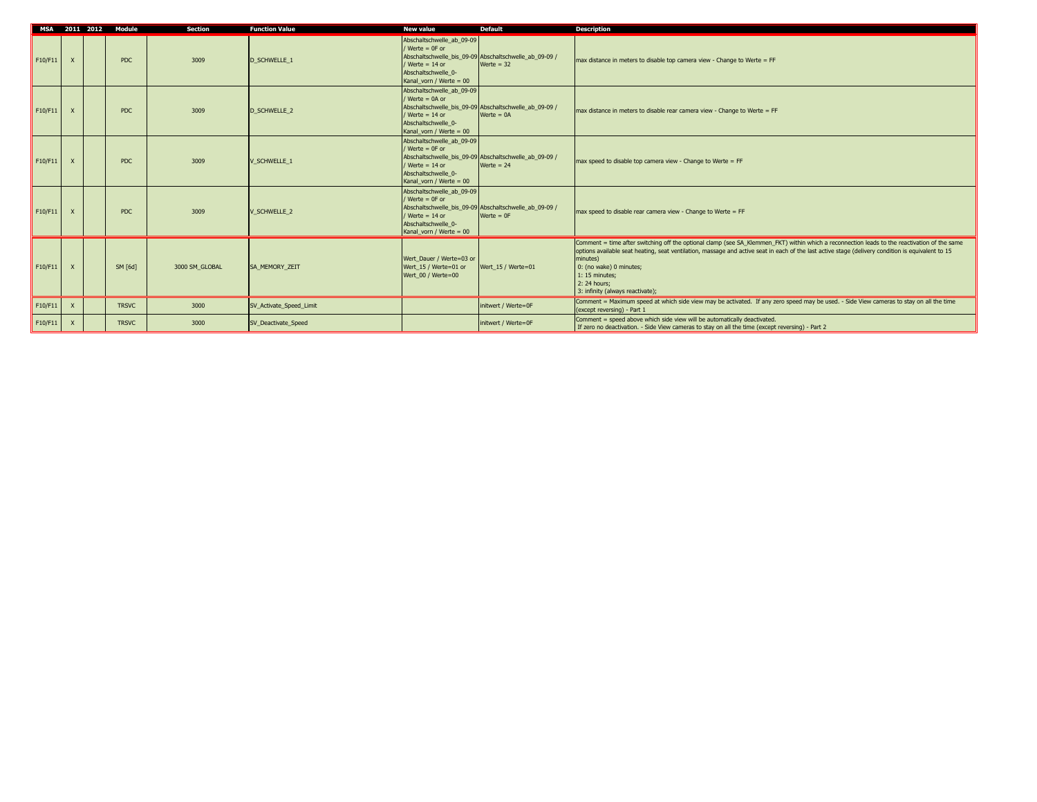| MSA | 2011 | 2012 | Module | Section | Function Value | New value | Default | Description |
|---|---|---|---|---|---|---|---|---|
| F10/F11 | X | | PDC | 3009 | D_SCHWELLE_1 | Abschaltschwelle_ab_09-09 / Werte = 0F or Abschaltschwelle_bis_09-09 / Werte = 14 or Abschaltschwelle_0-Kanal_vorn / Werte = 00 | Abschaltschwelle_ab_09-09 / Werte = 32 | max distance in meters to disable top camera view - Change to Werte = FF |
| F10/F11 | X | | PDC | 3009 | D_SCHWELLE_2 | Abschaltschwelle_ab_09-09 / Werte = 0A or Abschaltschwelle_bis_09-09 / Werte = 14 or Abschaltschwelle_0-Kanal_vorn / Werte = 00 | Abschaltschwelle_ab_09-09 / Werte = 0A | max distance in meters to disable rear camera view - Change to Werte = FF |
| F10/F11 | X | | PDC | 3009 | V_SCHWELLE_1 | Abschaltschwelle_ab_09-09 / Werte = 0F or Abschaltschwelle_bis_09-09 / Werte = 14 or Abschaltschwelle_0-Kanal_vorn / Werte = 00 | Abschaltschwelle_ab_09-09 / Werte = 24 | max speed to disable top camera view - Change to Werte = FF |
| F10/F11 | X | | PDC | 3009 | V_SCHWELLE_2 | Abschaltschwelle_ab_09-09 / Werte = 0F or Abschaltschwelle_bis_09-09 / Werte = 14 or Abschaltschwelle_0-Kanal_vorn / Werte = 00 | Abschaltschwelle_ab_09-09 / Werte = 0F | max speed to disable rear camera view - Change to Werte = FF |
| F10/F11 | X | | SM [6d] | 3000 SM_GLOBAL | SA_MEMORY_ZEIT | Wert_Dauer / Werte=03 or Wert_15 / Werte=01 or Wert_00 / Werte=00 | Wert_15 / Werte=01 | Comment = time after switching off the optional clamp (see SA_Klemmen_FKT) within which a reconnection leads to the reactivation of the same options available seat heating, seat ventilation, massage and active seat in each of the last active stage (delivery condition is equivalent to 15 minutes)<br>0: (no wake) 0 minutes;<br>1: 15 minutes;<br>2: 24 hours;<br>3: infinity (always reactivate); |
| F10/F11 | X | | TRSVC | 3000 | SV_Activate_Speed_Limit | | initwert / Werte=0F | Comment = Maximum speed at which side view may be activated. If any zero speed may be used. - Side View cameras to stay on all the time (except reversing) - Part 1 |
| F10/F11 | X | | TRSVC | 3000 | SV_Deactivate_Speed | | initwert / Werte=0F | Comment = speed above which side view will be automatically deactivated.<br>If zero no deactivation. - Side View cameras to stay on all the time (except reversing) - Part 2 |